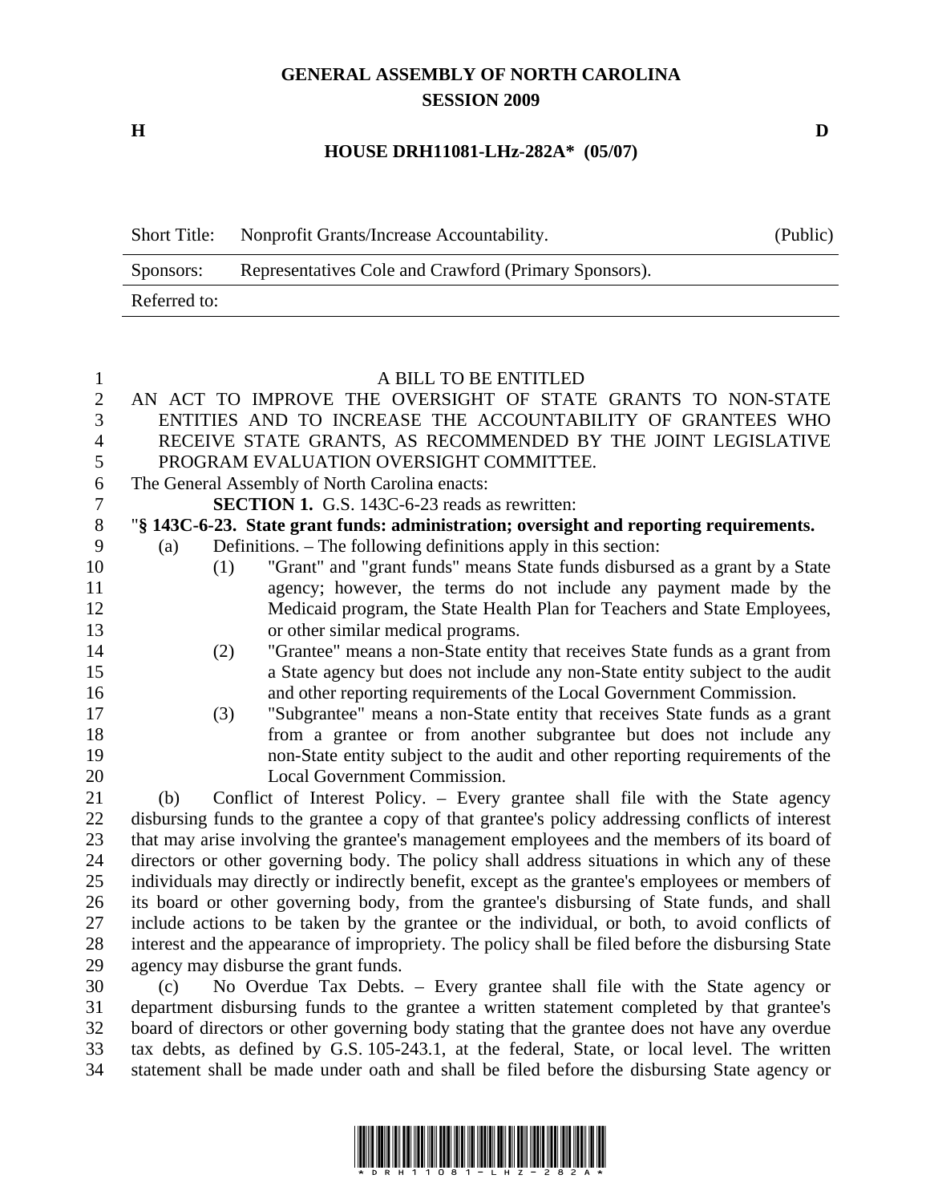# GENERAL ASSEMBLY OF NORTH CAROLINA
## SESSION 2009

**H** **D**

**HOUSE DRH11081-LHz-282A* (05/07)**

| Short Title: | Nonprofit Grants/Increase Accountability. | (Public) |
| --- | --- | --- |
| Sponsors: | Representatives Cole and Crawford (Primary Sponsors). | |
| Referred to: | | |

A BILL TO BE ENTITLED

AN ACT TO IMPROVE THE OVERSIGHT OF STATE GRANTS TO NON-STATE ENTITIES AND TO INCREASE THE ACCOUNTABILITY OF GRANTEES WHO RECEIVE STATE GRANTS, AS RECOMMENDED BY THE JOINT LEGISLATIVE PROGRAM EVALUATION OVERSIGHT COMMITTEE.

The General Assembly of North Carolina enacts:

**SECTION 1.** G.S. 143C-6-23 reads as rewritten:

"**§ 143C-6-23. State grant funds: administration; oversight and reporting requirements.**

(a) Definitions. – The following definitions apply in this section:

(1) "Grant" and "grant funds" means State funds disbursed as a grant by a State agency; however, the terms do not include any payment made by the Medicaid program, the State Health Plan for Teachers and State Employees, or other similar medical programs.

(2) "Grantee" means a non-State entity that receives State funds as a grant from a State agency but does not include any non-State entity subject to the audit and other reporting requirements of the Local Government Commission.

(3) "Subgrantee" means a non-State entity that receives State funds as a grant from a grantee or from another subgrantee but does not include any non-State entity subject to the audit and other reporting requirements of the Local Government Commission.

(b) Conflict of Interest Policy. – Every grantee shall file with the State agency disbursing funds to the grantee a copy of that grantee's policy addressing conflicts of interest that may arise involving the grantee's management employees and the members of its board of directors or other governing body. The policy shall address situations in which any of these individuals may directly or indirectly benefit, except as the grantee's employees or members of its board or other governing body, from the grantee's disbursing of State funds, and shall include actions to be taken by the grantee or the individual, or both, to avoid conflicts of interest and the appearance of impropriety. The policy shall be filed before the disbursing State agency may disburse the grant funds.

(c) No Overdue Tax Debts. – Every grantee shall file with the State agency or department disbursing funds to the grantee a written statement completed by that grantee's board of directors or other governing body stating that the grantee does not have any overdue tax debts, as defined by G.S. 105-243.1, at the federal, State, or local level. The written statement shall be made under oath and shall be filed before the disbursing State agency or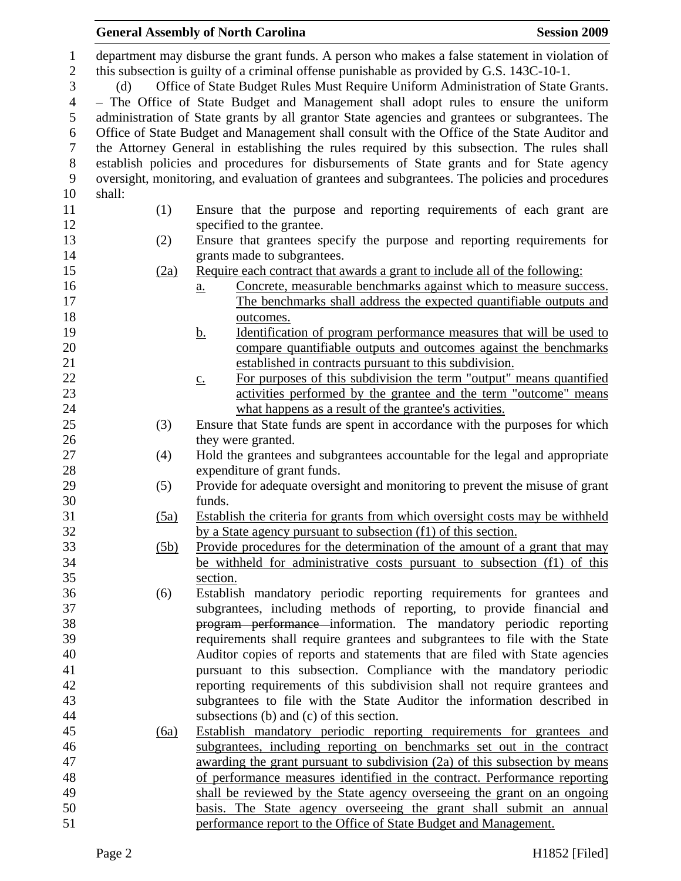department may disburse the grant funds. A person who makes a false statement in violation of this subsection is guilty of a criminal offense punishable as provided by G.S. 143C-10-1.

(d) Office of State Budget Rules Must Require Uniform Administration of State Grants. – The Office of State Budget and Management shall adopt rules to ensure the uniform administration of State grants by all grantor State agencies and grantees or subgrantees. The Office of State Budget and Management shall consult with the Office of the State Auditor and the Attorney General in establishing the rules required by this subsection. The rules shall establish policies and procedures for disbursements of State grants and for State agency oversight, monitoring, and evaluation of grantees and subgrantees. The policies and procedures shall:

(1) Ensure that the purpose and reporting requirements of each grant are specified to the grantee.

(2) Ensure that grantees specify the purpose and reporting requirements for grants made to subgrantees.

<u>(2a)</u> <u>Require each contract that awards a grant to include all of the following:</u>

<u>a.</u> <u>Concrete, measurable benchmarks against which to measure success. The benchmarks shall address the expected quantifiable outputs and outcomes.</u>

<u>b.</u> <u>Identification of program performance measures that will be used to compare quantifiable outputs and outcomes against the benchmarks established in contracts pursuant to this subdivision.</u>

<u>c.</u> <u>For purposes of this subdivision the term "output" means quantified activities performed by the grantee and the term "outcome" means what happens as a result of the grantee's activities.</u>

(3) Ensure that State funds are spent in accordance with the purposes for which they were granted.

(4) Hold the grantees and subgrantees accountable for the legal and appropriate expenditure of grant funds.

(5) Provide for adequate oversight and monitoring to prevent the misuse of grant funds.

<u>(5a)</u> <u>Establish the criteria for grants from which oversight costs may be withheld by a State agency pursuant to subsection (f1) of this section.</u>

<u>(5b)</u> <u>Provide procedures for the determination of the amount of a grant that may be withheld for administrative costs pursuant to subsection (f1) of this section.</u>

(6) Establish mandatory periodic reporting requirements for grantees and subgrantees, including methods of reporting, to provide financial ~~and program performance~~ information. The mandatory periodic reporting requirements shall require grantees and subgrantees to file with the State Auditor copies of reports and statements that are filed with State agencies pursuant to this subsection. Compliance with the mandatory periodic reporting requirements of this subdivision shall not require grantees and subgrantees to file with the State Auditor the information described in subsections (b) and (c) of this section.

<u>(6a)</u> <u>Establish mandatory periodic reporting requirements for grantees and subgrantees, including reporting on benchmarks set out in the contract awarding the grant pursuant to subdivision (2a) of this subsection by means of performance measures identified in the contract. Performance reporting shall be reviewed by the State agency overseeing the grant on an ongoing basis. The State agency overseeing the grant shall submit an annual performance report to the Office of State Budget and Management.</u>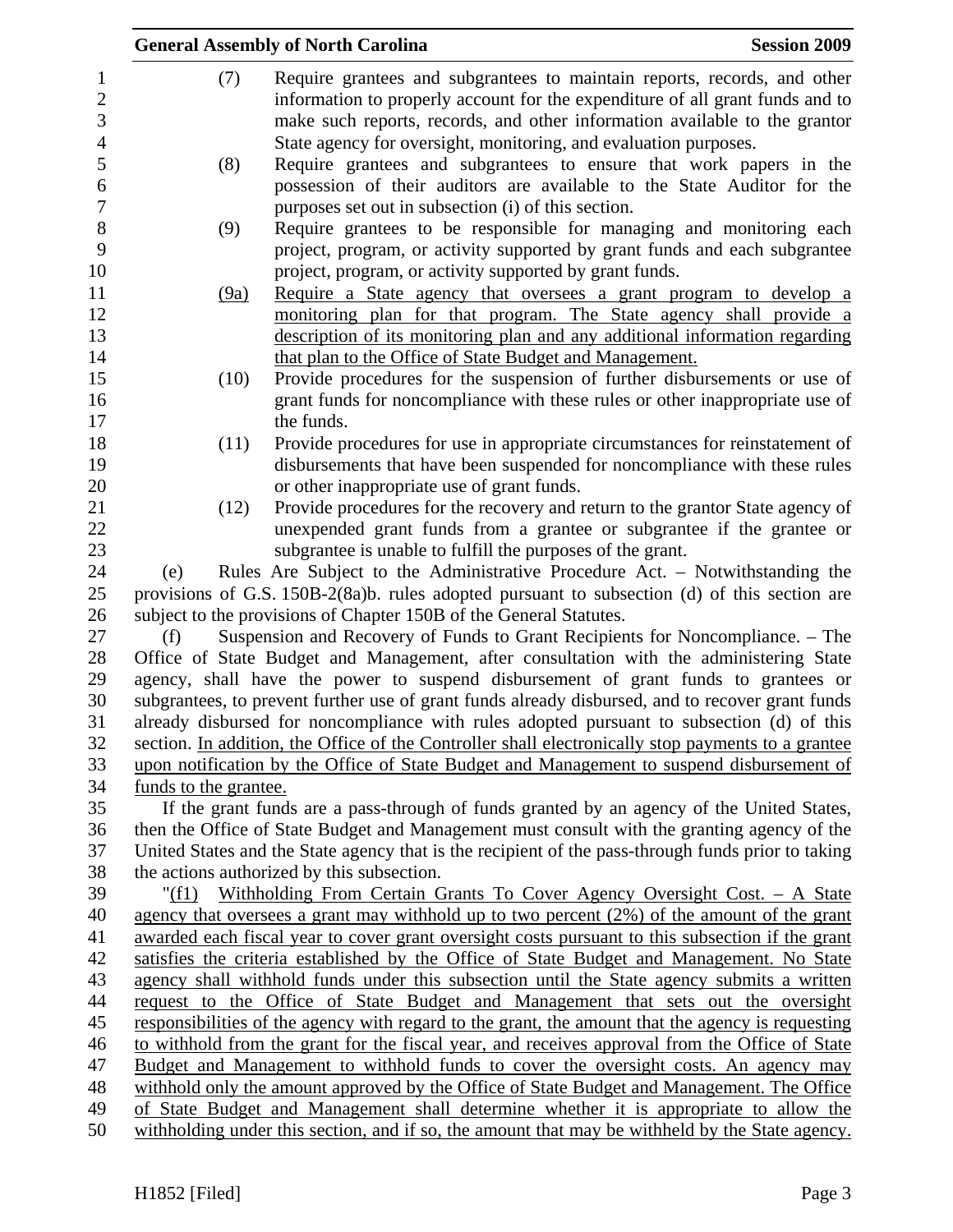(7) Require grantees and subgrantees to maintain reports, records, and other information to properly account for the expenditure of all grant funds and to make such reports, records, and other information available to the grantor State agency for oversight, monitoring, and evaluation purposes.

(8) Require grantees and subgrantees to ensure that work papers in the possession of their auditors are available to the State Auditor for the purposes set out in subsection (i) of this section.

(9) Require grantees to be responsible for managing and monitoring each project, program, or activity supported by grant funds and each subgrantee project, program, or activity supported by grant funds.

<u>(9a) Require a State agency that oversees a grant program to develop a monitoring plan for that program. The State agency shall provide a description of its monitoring plan and any additional information regarding that plan to the Office of State Budget and Management.</u>

(10) Provide procedures for the suspension of further disbursements or use of grant funds for noncompliance with these rules or other inappropriate use of the funds.

(11) Provide procedures for use in appropriate circumstances for reinstatement of disbursements that have been suspended for noncompliance with these rules or other inappropriate use of grant funds.

(12) Provide procedures for the recovery and return to the grantor State agency of unexpended grant funds from a grantee or subgrantee if the grantee or subgrantee is unable to fulfill the purposes of the grant.

(e) Rules Are Subject to the Administrative Procedure Act. – Notwithstanding the provisions of G.S. 150B-2(8a)b. rules adopted pursuant to subsection (d) of this section are subject to the provisions of Chapter 150B of the General Statutes.

(f) Suspension and Recovery of Funds to Grant Recipients for Noncompliance. – The Office of State Budget and Management, after consultation with the administering State agency, shall have the power to suspend disbursement of grant funds to grantees or subgrantees, to prevent further use of grant funds already disbursed, and to recover grant funds already disbursed for noncompliance with rules adopted pursuant to subsection (d) of this section. <u>In addition, the Office of the Controller shall electronically stop payments to a grantee upon notification by the Office of State Budget and Management to suspend disbursement of funds to the grantee.</u>

If the grant funds are a pass-through of funds granted by an agency of the United States, then the Office of State Budget and Management must consult with the granting agency of the United States and the State agency that is the recipient of the pass-through funds prior to taking the actions authorized by this subsection.

"<u>(f1) Withholding From Certain Grants To Cover Agency Oversight Cost. – A State agency that oversees a grant may withhold up to two percent (2%) of the amount of the grant awarded each fiscal year to cover grant oversight costs pursuant to this subsection if the grant satisfies the criteria established by the Office of State Budget and Management. No State agency shall withhold funds under this subsection until the State agency submits a written request to the Office of State Budget and Management that sets out the oversight responsibilities of the agency with regard to the grant, the amount that the agency is requesting to withhold from the grant for the fiscal year, and receives approval from the Office of State Budget and Management to withhold funds to cover the oversight costs. An agency may withhold only the amount approved by the Office of State Budget and Management. The Office of State Budget and Management shall determine whether it is appropriate to allow the withholding under this section, and if so, the amount that may be withheld by the State agency.</u>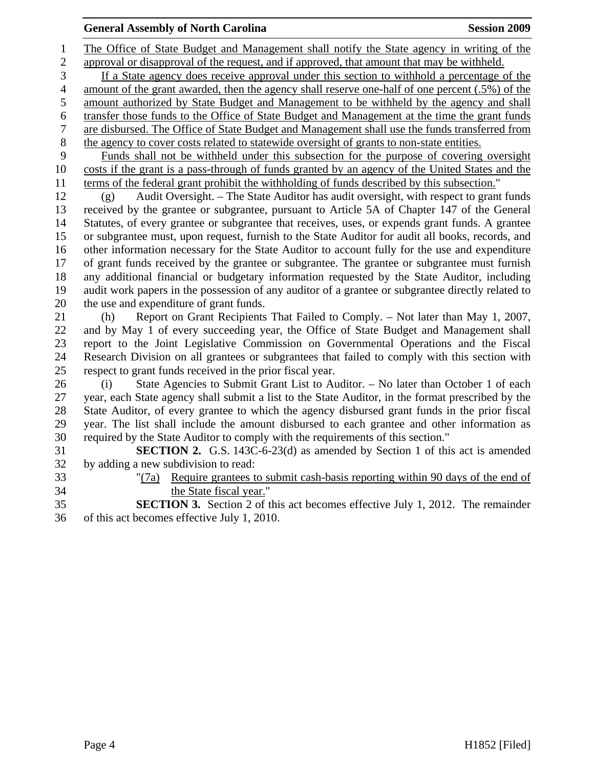The Office of State Budget and Management shall notify the State agency in writing of the approval or disapproval of the request, and if approved, that amount that may be withheld.

If a State agency does receive approval under this section to withhold a percentage of the amount of the grant awarded, then the agency shall reserve one-half of one percent (.5%) of the amount authorized by State Budget and Management to be withheld by the agency and shall transfer those funds to the Office of State Budget and Management at the time the grant funds are disbursed. The Office of State Budget and Management shall use the funds transferred from the agency to cover costs related to statewide oversight of grants to non-state entities.

Funds shall not be withheld under this subsection for the purpose of covering oversight costs if the grant is a pass-through of funds granted by an agency of the United States and the terms of the federal grant prohibit the withholding of funds described by this subsection."

(g) Audit Oversight. – The State Auditor has audit oversight, with respect to grant funds received by the grantee or subgrantee, pursuant to Article 5A of Chapter 147 of the General Statutes, of every grantee or subgrantee that receives, uses, or expends grant funds. A grantee or subgrantee must, upon request, furnish to the State Auditor for audit all books, records, and other information necessary for the State Auditor to account fully for the use and expenditure of grant funds received by the grantee or subgrantee. The grantee or subgrantee must furnish any additional financial or budgetary information requested by the State Auditor, including audit work papers in the possession of any auditor of a grantee or subgrantee directly related to the use and expenditure of grant funds.

(h) Report on Grant Recipients That Failed to Comply. – Not later than May 1, 2007, and by May 1 of every succeeding year, the Office of State Budget and Management shall report to the Joint Legislative Commission on Governmental Operations and the Fiscal Research Division on all grantees or subgrantees that failed to comply with this section with respect to grant funds received in the prior fiscal year.

(i) State Agencies to Submit Grant List to Auditor. – No later than October 1 of each year, each State agency shall submit a list to the State Auditor, in the format prescribed by the State Auditor, of every grantee to which the agency disbursed grant funds in the prior fiscal year. The list shall include the amount disbursed to each grantee and other information as required by the State Auditor to comply with the requirements of this section."

**SECTION 2.** G.S. 143C-6-23(d) as amended by Section 1 of this act is amended by adding a new subdivision to read:

"(7a) Require grantees to submit cash-basis reporting within 90 days of the end of the State fiscal year."

**SECTION 3.** Section 2 of this act becomes effective July 1, 2012. The remainder of this act becomes effective July 1, 2010.